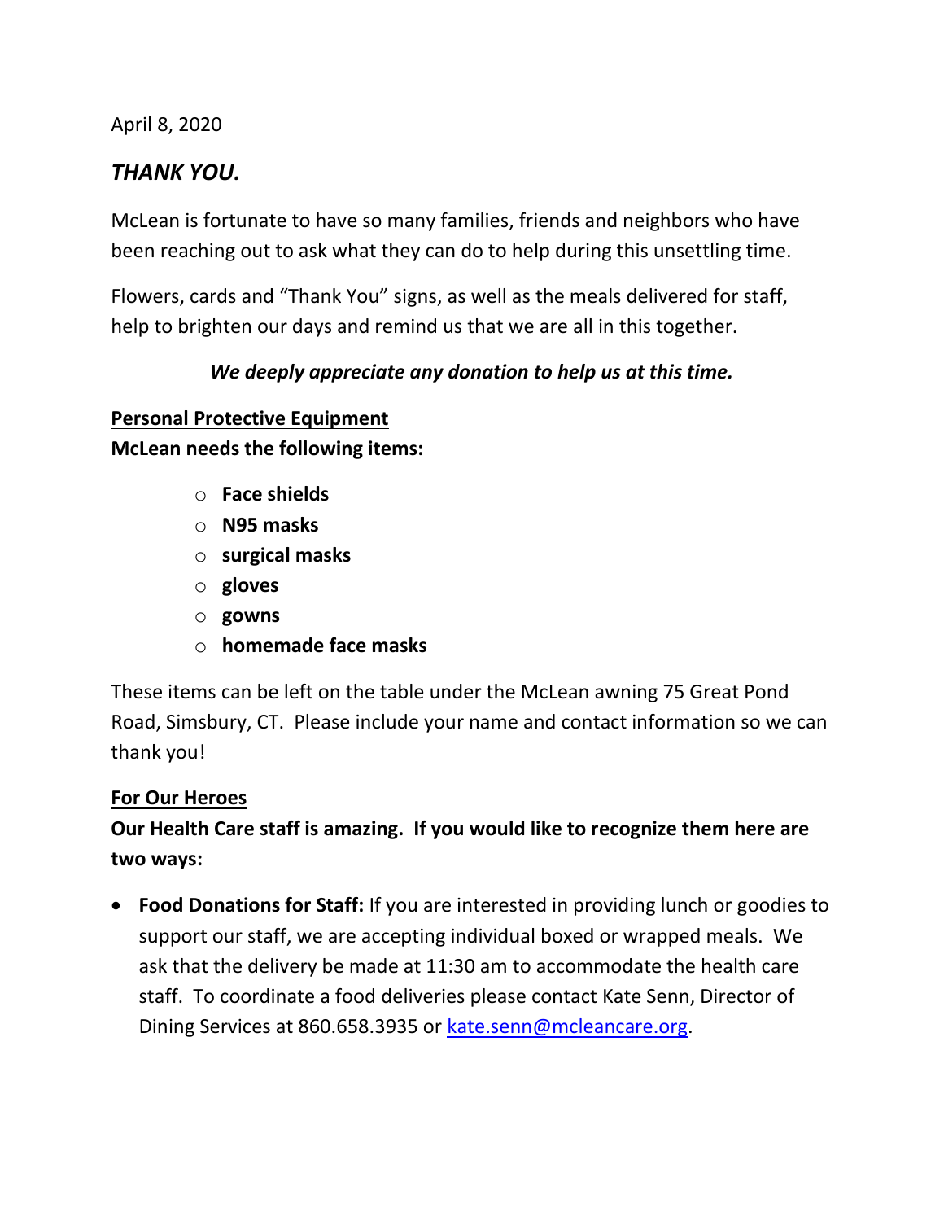April 8, 2020

# *THANK YOU.*

McLean is fortunate to have so many families, friends and neighbors who have been reaching out to ask what they can do to help during this unsettling time.

Flowers, cards and "Thank You" signs, as well as the meals delivered for staff, help to brighten our days and remind us that we are all in this together.

***We deeply appreciate any donation to help us at this time.***

## Personal Protective Equipment

**McLean needs the following items:**

- **Face shields**
- **N95 masks**
- **surgical masks**
- **gloves**
- **gowns**
- **homemade face masks**

These items can be left on the table under the McLean awning 75 Great Pond Road, Simsbury, CT. Please include your name and contact information so we can thank you!

## For Our Heroes

**Our Health Care staff is amazing. If you would like to recognize them here are two ways:**

- **Food Donations for Staff:** If you are interested in providing lunch or goodies to support our staff, we are accepting individual boxed or wrapped meals. We ask that the delivery be made at 11:30 am to accommodate the health care staff. To coordinate a food deliveries please contact Kate Senn, Director of Dining Services at 860.658.3935 or kate.senn@mcleancare.org.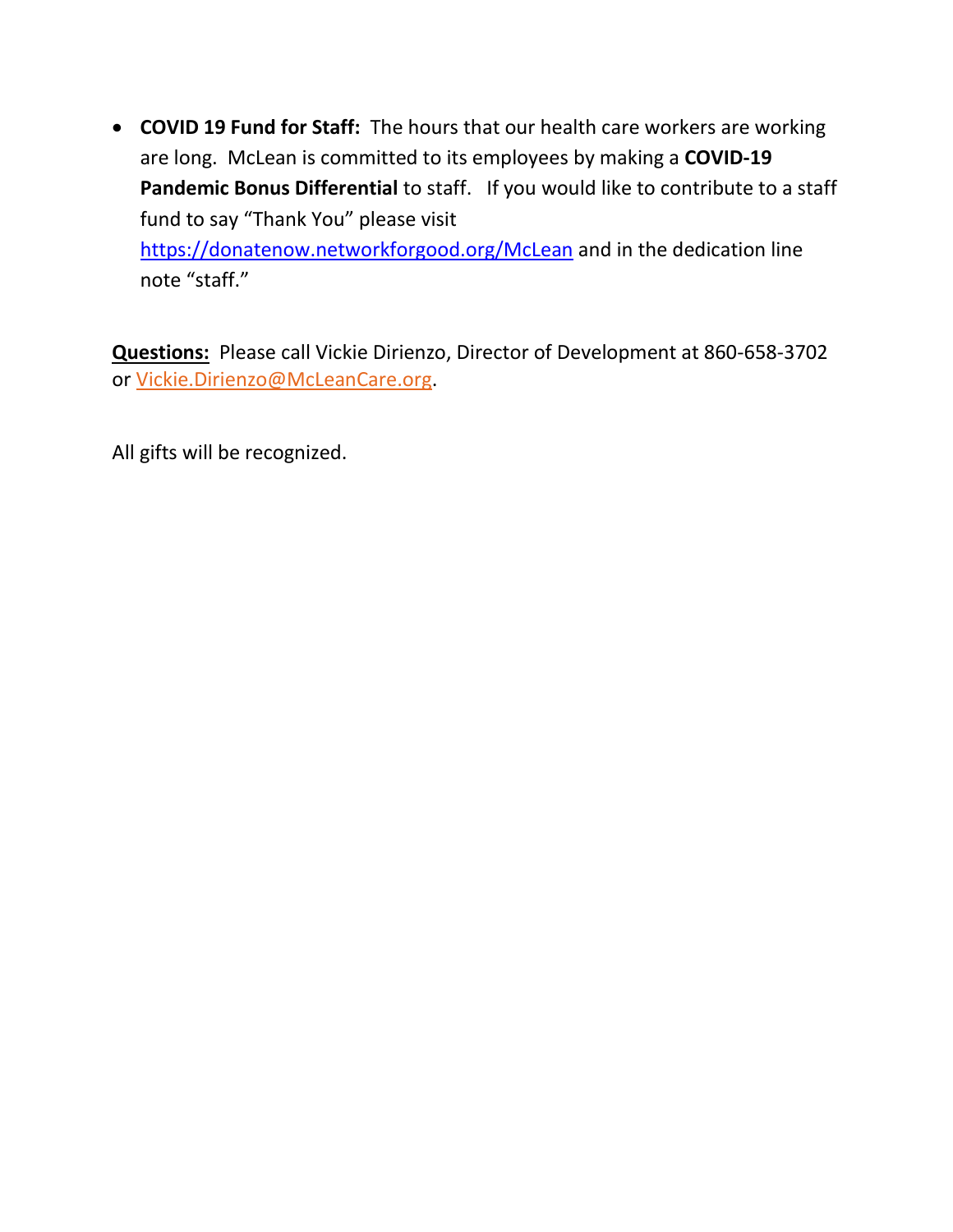- **COVID 19 Fund for Staff:** The hours that our health care workers are working are long. McLean is committed to its employees by making a **COVID-19 Pandemic Bonus Differential** to staff. If you would like to contribute to a staff fund to say "Thank You" please visit https://donatenow.networkforgood.org/McLean and in the dedication line note "staff."

**Questions:** Please call Vickie Dirienzo, Director of Development at 860-658-3702 or Vickie.Dirienzo@McLeanCare.org.

All gifts will be recognized.